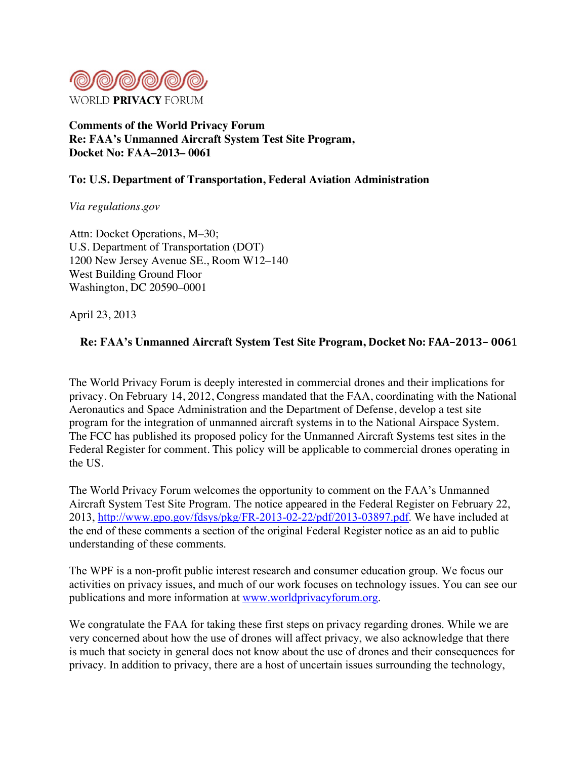WORLD **PRIVACY** FORUM

**Comments of the World Privacy Forum**
**Re: FAA's Unmanned Aircraft System Test Site Program,**
**Docket No: FAA–2013– 0061**

**To: U.S. Department of Transportation, Federal Aviation Administration**

*Via regulations.gov*

Attn: Docket Operations, M–30;
U.S. Department of Transportation (DOT)
1200 New Jersey Avenue SE., Room W12–140
West Building Ground Floor
Washington, DC 20590–0001

April 23, 2013

**Re: FAA's Unmanned Aircraft System Test Site Program, Docket No: FAA–2013– 0061**

The World Privacy Forum is deeply interested in commercial drones and their implications for privacy. On February 14, 2012, Congress mandated that the FAA, coordinating with the National Aeronautics and Space Administration and the Department of Defense, develop a test site program for the integration of unmanned aircraft systems in to the National Airspace System. The FCC has published its proposed policy for the Unmanned Aircraft Systems test sites in the Federal Register for comment. This policy will be applicable to commercial drones operating in the US.

The World Privacy Forum welcomes the opportunity to comment on the FAA's Unmanned Aircraft System Test Site Program. The notice appeared in the Federal Register on February 22, 2013, http://www.gpo.gov/fdsys/pkg/FR-2013-02-22/pdf/2013-03897.pdf. We have included at the end of these comments a section of the original Federal Register notice as an aid to public understanding of these comments.

The WPF is a non-profit public interest research and consumer education group. We focus our activities on privacy issues, and much of our work focuses on technology issues. You can see our publications and more information at www.worldprivacyforum.org.

We congratulate the FAA for taking these first steps on privacy regarding drones. While we are very concerned about how the use of drones will affect privacy, we also acknowledge that there is much that society in general does not know about the use of drones and their consequences for privacy. In addition to privacy, there are a host of uncertain issues surrounding the technology,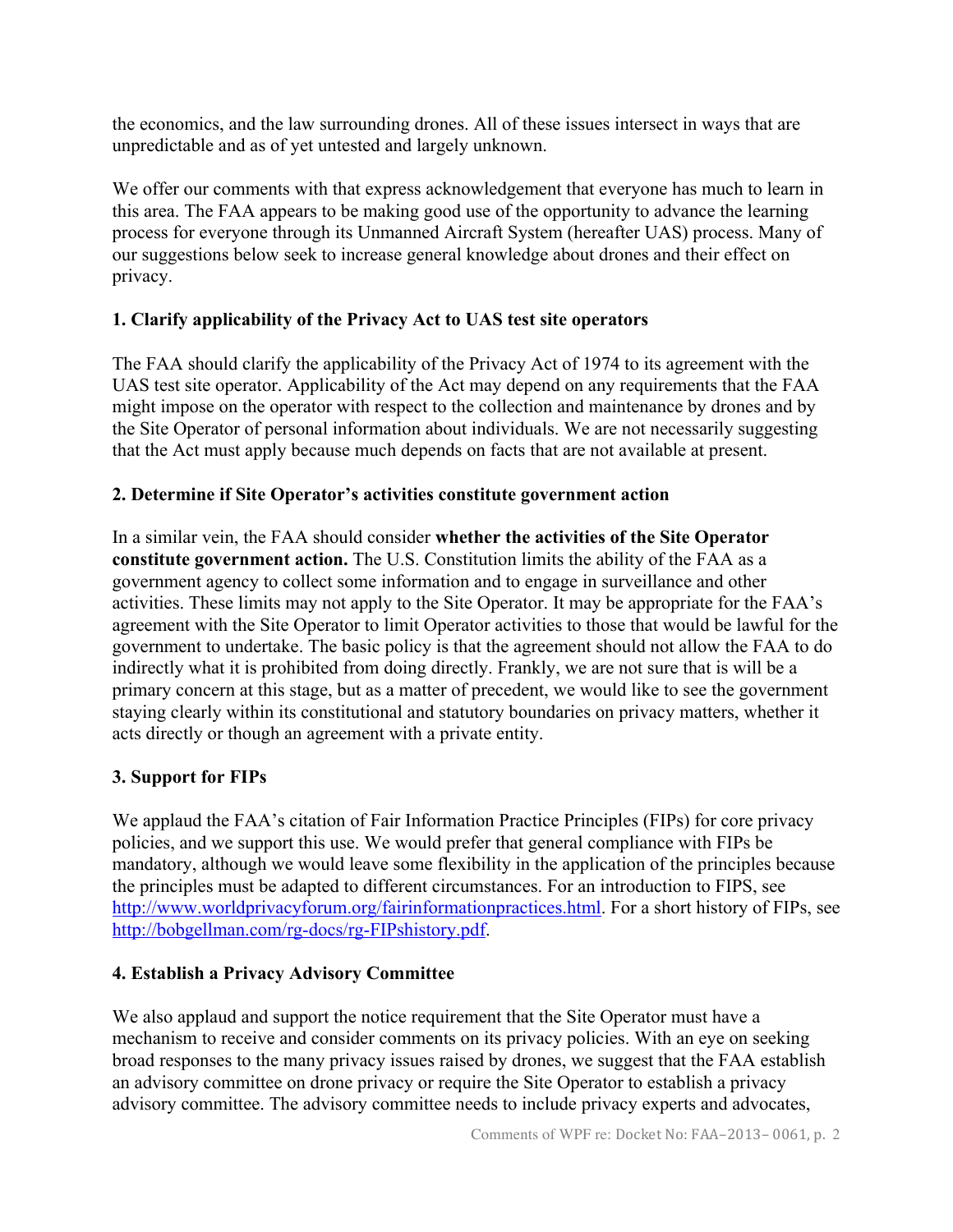the economics, and the law surrounding drones. All of these issues intersect in ways that are unpredictable and as of yet untested and largely unknown.

We offer our comments with that express acknowledgement that everyone has much to learn in this area. The FAA appears to be making good use of the opportunity to advance the learning process for everyone through its Unmanned Aircraft System (hereafter UAS) process. Many of our suggestions below seek to increase general knowledge about drones and their effect on privacy.

**1. Clarify applicability of the Privacy Act to UAS test site operators**

The FAA should clarify the applicability of the Privacy Act of 1974 to its agreement with the UAS test site operator. Applicability of the Act may depend on any requirements that the FAA might impose on the operator with respect to the collection and maintenance by drones and by the Site Operator of personal information about individuals. We are not necessarily suggesting that the Act must apply because much depends on facts that are not available at present.

**2. Determine if Site Operator's activities constitute government action**

In a similar vein, the FAA should consider **whether the activities of the Site Operator constitute government action.** The U.S. Constitution limits the ability of the FAA as a government agency to collect some information and to engage in surveillance and other activities. These limits may not apply to the Site Operator. It may be appropriate for the FAA's agreement with the Site Operator to limit Operator activities to those that would be lawful for the government to undertake. The basic policy is that the agreement should not allow the FAA to do indirectly what it is prohibited from doing directly. Frankly, we are not sure that is will be a primary concern at this stage, but as a matter of precedent, we would like to see the government staying clearly within its constitutional and statutory boundaries on privacy matters, whether it acts directly or though an agreement with a private entity.

**3. Support for FIPs**

We applaud the FAA's citation of Fair Information Practice Principles (FIPs) for core privacy policies, and we support this use. We would prefer that general compliance with FIPs be mandatory, although we would leave some flexibility in the application of the principles because the principles must be adapted to different circumstances. For an introduction to FIPS, see http://www.worldprivacyforum.org/fairinformationpractices.html. For a short history of FIPs, see http://bobgellman.com/rg-docs/rg-FIPshistory.pdf.

**4. Establish a Privacy Advisory Committee**

We also applaud and support the notice requirement that the Site Operator must have a mechanism to receive and consider comments on its privacy policies. With an eye on seeking broad responses to the many privacy issues raised by drones, we suggest that the FAA establish an advisory committee on drone privacy or require the Site Operator to establish a privacy advisory committee. The advisory committee needs to include privacy experts and advocates,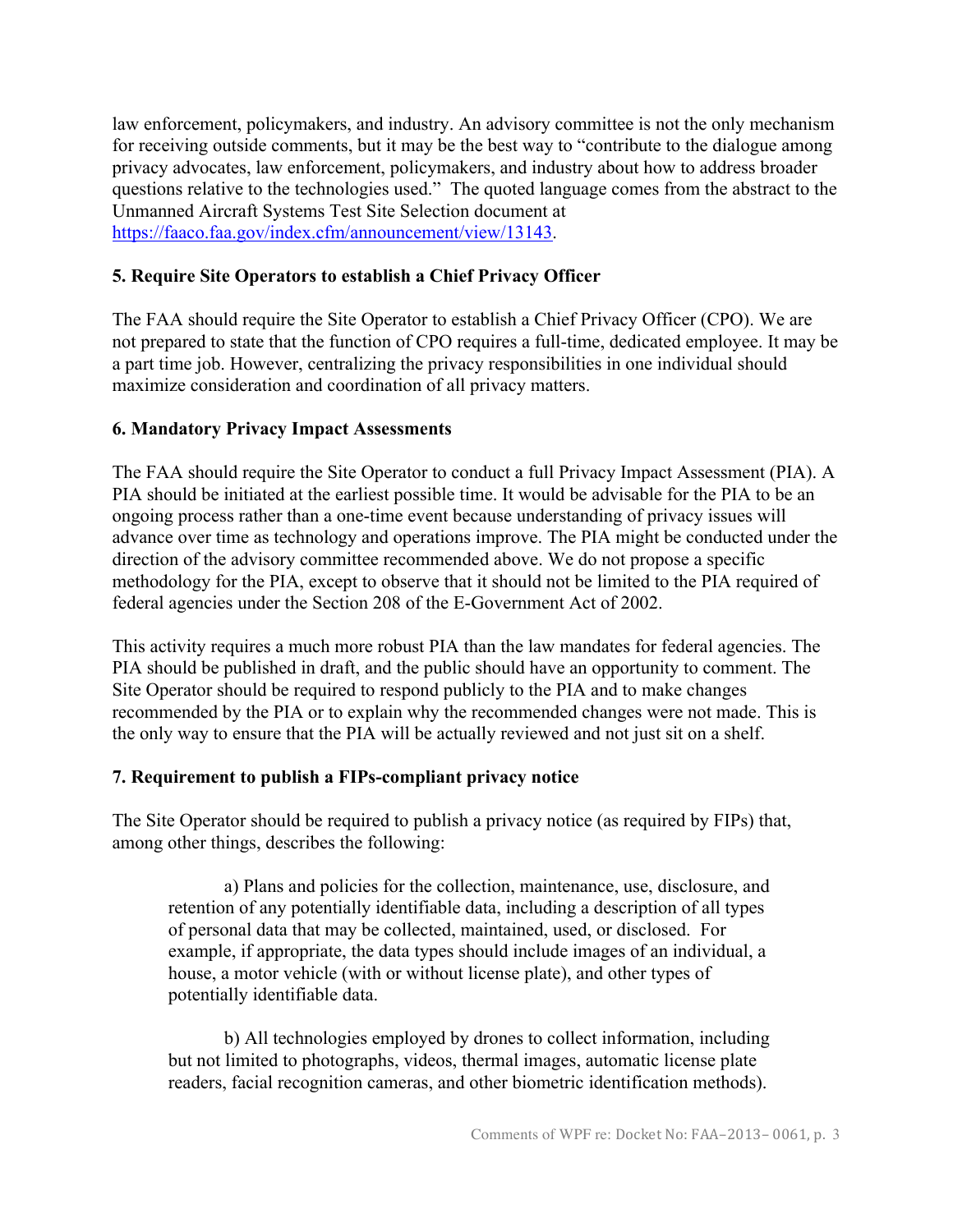law enforcement, policymakers, and industry. An advisory committee is not the only mechanism for receiving outside comments, but it may be the best way to "contribute to the dialogue among privacy advocates, law enforcement, policymakers, and industry about how to address broader questions relative to the technologies used." The quoted language comes from the abstract to the Unmanned Aircraft Systems Test Site Selection document at https://faaco.faa.gov/index.cfm/announcement/view/13143.

**5. Require Site Operators to establish a Chief Privacy Officer**

The FAA should require the Site Operator to establish a Chief Privacy Officer (CPO). We are not prepared to state that the function of CPO requires a full-time, dedicated employee. It may be a part time job. However, centralizing the privacy responsibilities in one individual should maximize consideration and coordination of all privacy matters.

**6. Mandatory Privacy Impact Assessments**

The FAA should require the Site Operator to conduct a full Privacy Impact Assessment (PIA). A PIA should be initiated at the earliest possible time. It would be advisable for the PIA to be an ongoing process rather than a one-time event because understanding of privacy issues will advance over time as technology and operations improve. The PIA might be conducted under the direction of the advisory committee recommended above. We do not propose a specific methodology for the PIA, except to observe that it should not be limited to the PIA required of federal agencies under the Section 208 of the E-Government Act of 2002.

This activity requires a much more robust PIA than the law mandates for federal agencies. The PIA should be published in draft, and the public should have an opportunity to comment. The Site Operator should be required to respond publicly to the PIA and to make changes recommended by the PIA or to explain why the recommended changes were not made. This is the only way to ensure that the PIA will be actually reviewed and not just sit on a shelf.

**7. Requirement to publish a FIPs-compliant privacy notice**

The Site Operator should be required to publish a privacy notice (as required by FIPs) that, among other things, describes the following:

a) Plans and policies for the collection, maintenance, use, disclosure, and retention of any potentially identifiable data, including a description of all types of personal data that may be collected, maintained, used, or disclosed. For example, if appropriate, the data types should include images of an individual, a house, a motor vehicle (with or without license plate), and other types of potentially identifiable data.

b) All technologies employed by drones to collect information, including but not limited to photographs, videos, thermal images, automatic license plate readers, facial recognition cameras, and other biometric identification methods).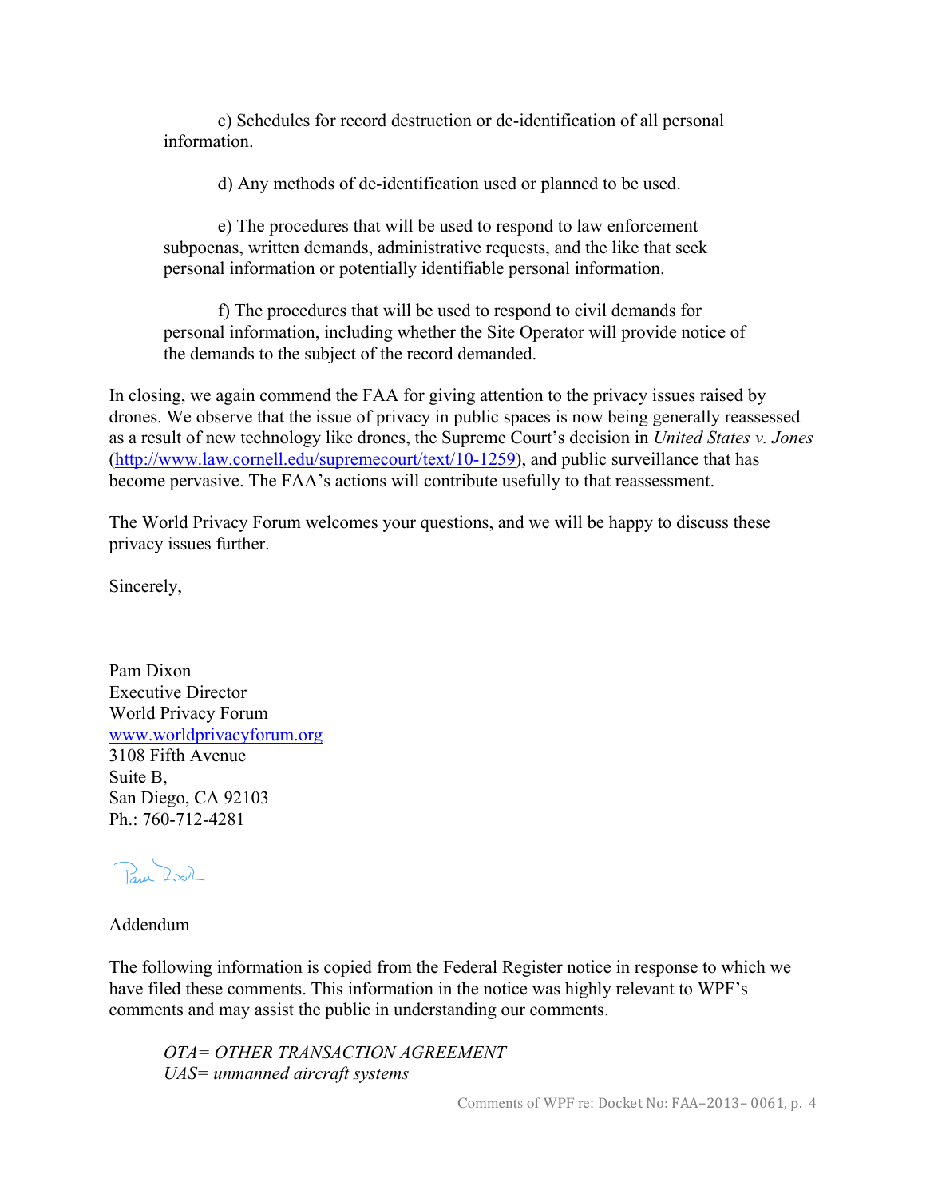c) Schedules for record destruction or de-identification of all personal information.

d) Any methods of de-identification used or planned to be used.

e) The procedures that will be used to respond to law enforcement subpoenas, written demands, administrative requests, and the like that seek personal information or potentially identifiable personal information.

f) The procedures that will be used to respond to civil demands for personal information, including whether the Site Operator will provide notice of the demands to the subject of the record demanded.

In closing, we again commend the FAA for giving attention to the privacy issues raised by drones. We observe that the issue of privacy in public spaces is now being generally reassessed as a result of new technology like drones, the Supreme Court's decision in *United States v. Jones* (http://www.law.cornell.edu/supremecourt/text/10-1259), and public surveillance that has become pervasive. The FAA's actions will contribute usefully to that reassessment.

The World Privacy Forum welcomes your questions, and we will be happy to discuss these privacy issues further.

Sincerely,

Pam Dixon
Executive Director
World Privacy Forum
www.worldprivacyforum.org
3108 Fifth Avenue
Suite B,
San Diego, CA 92103
Ph.: 760-712-4281

Addendum

The following information is copied from the Federal Register notice in response to which we have filed these comments. This information in the notice was highly relevant to WPF's comments and may assist the public in understanding our comments.

*OTA= OTHER TRANSACTION AGREEMENT*
*UAS= unmanned aircraft systems*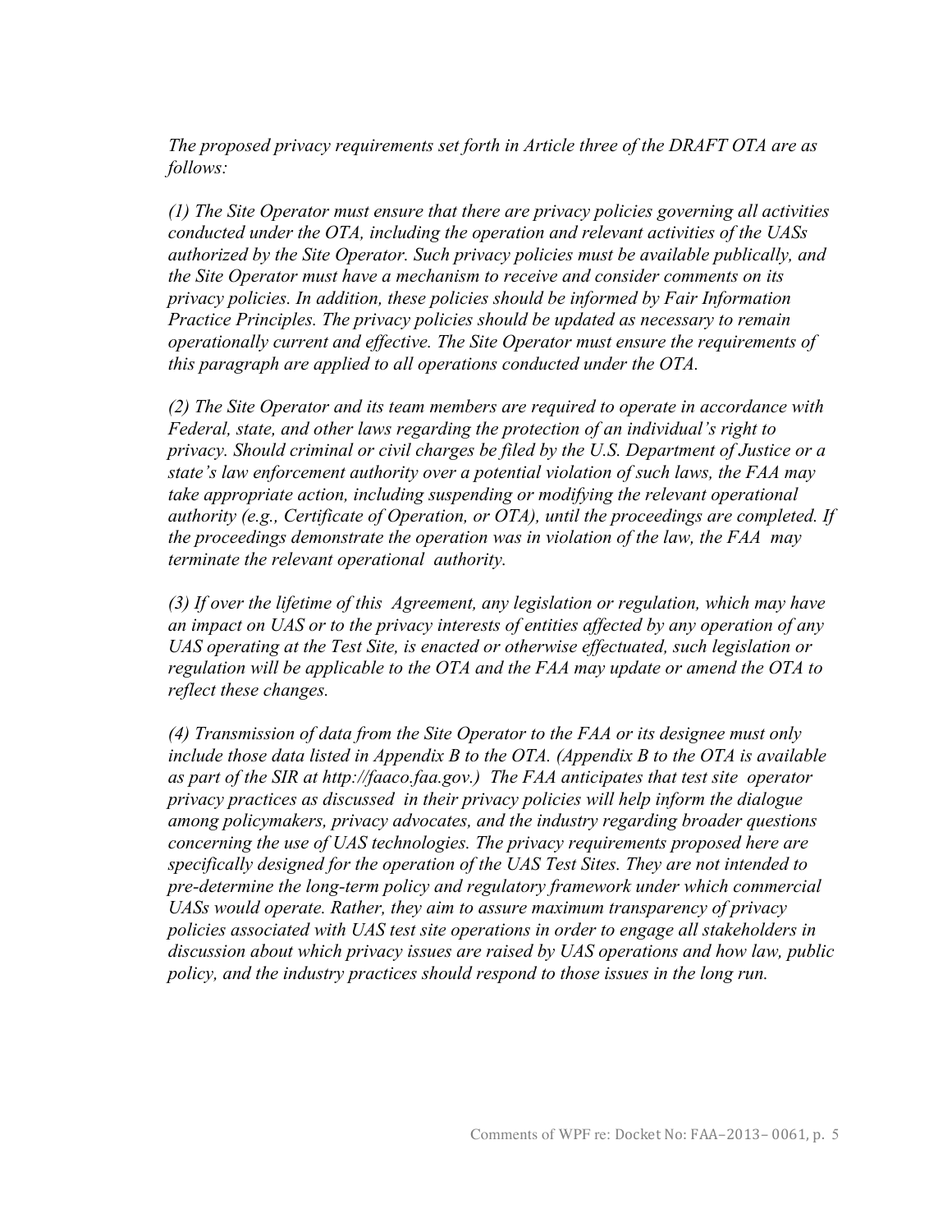*The proposed privacy requirements set forth in Article three of the DRAFT OTA are as follows:*

*(1) The Site Operator must ensure that there are privacy policies governing all activities conducted under the OTA, including the operation and relevant activities of the UASs authorized by the Site Operator. Such privacy policies must be available publically, and the Site Operator must have a mechanism to receive and consider comments on its privacy policies. In addition, these policies should be informed by Fair Information Practice Principles. The privacy policies should be updated as necessary to remain operationally current and effective. The Site Operator must ensure the requirements of this paragraph are applied to all operations conducted under the OTA.*

*(2) The Site Operator and its team members are required to operate in accordance with Federal, state, and other laws regarding the protection of an individual's right to privacy. Should criminal or civil charges be filed by the U.S. Department of Justice or a state's law enforcement authority over a potential violation of such laws, the FAA may take appropriate action, including suspending or modifying the relevant operational authority (e.g., Certificate of Operation, or OTA), until the proceedings are completed. If the proceedings demonstrate the operation was in violation of the law, the FAA may terminate the relevant operational authority.*

*(3) If over the lifetime of this Agreement, any legislation or regulation, which may have an impact on UAS or to the privacy interests of entities affected by any operation of any UAS operating at the Test Site, is enacted or otherwise effectuated, such legislation or regulation will be applicable to the OTA and the FAA may update or amend the OTA to reflect these changes.*

*(4) Transmission of data from the Site Operator to the FAA or its designee must only include those data listed in Appendix B to the OTA. (Appendix B to the OTA is available as part of the SIR at http://faaco.faa.gov.) The FAA anticipates that test site operator privacy practices as discussed in their privacy policies will help inform the dialogue among policymakers, privacy advocates, and the industry regarding broader questions concerning the use of UAS technologies. The privacy requirements proposed here are specifically designed for the operation of the UAS Test Sites. They are not intended to pre-determine the long-term policy and regulatory framework under which commercial UASs would operate. Rather, they aim to assure maximum transparency of privacy policies associated with UAS test site operations in order to engage all stakeholders in discussion about which privacy issues are raised by UAS operations and how law, public policy, and the industry practices should respond to those issues in the long run.*